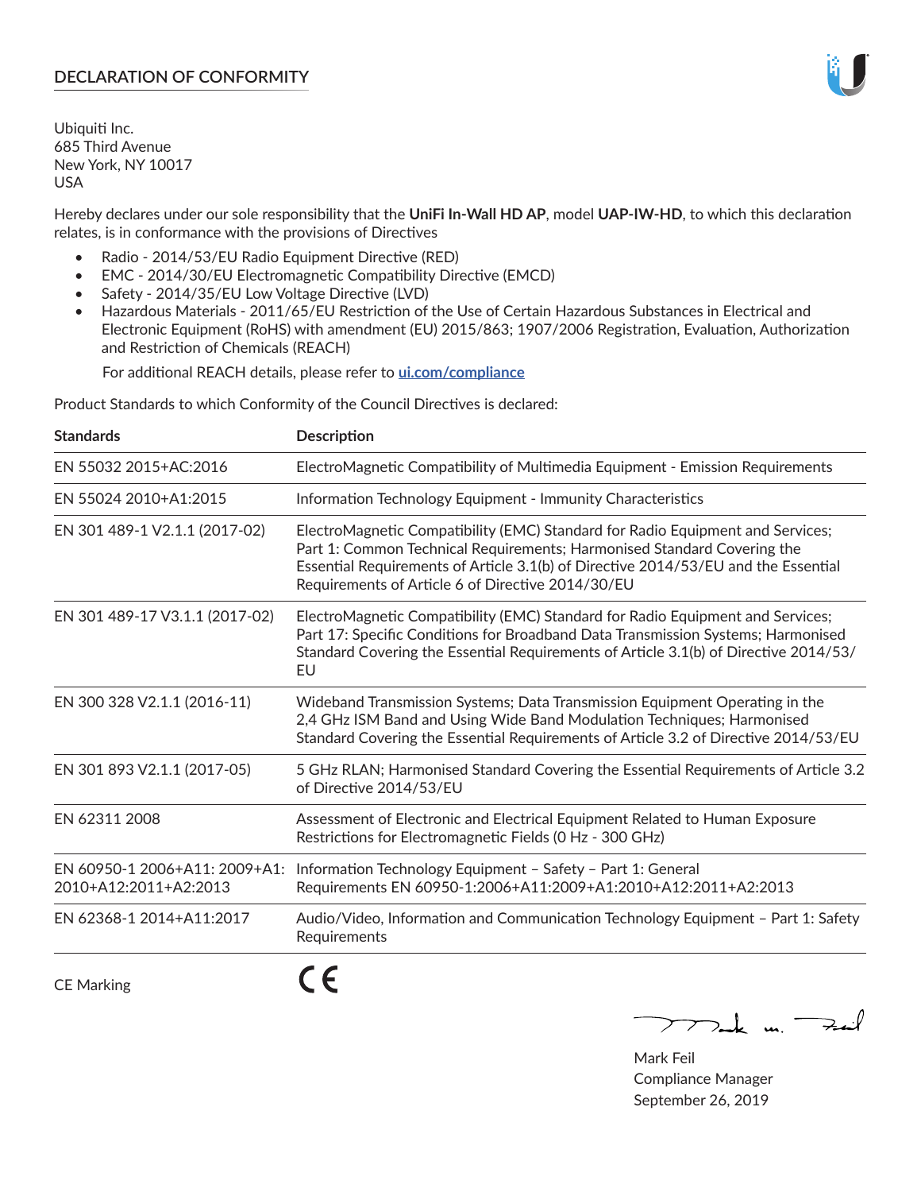## DECLARATION OF CONFORMITY

Ubiquiti Inc.
685 Third Avenue
New York, NY 10017
USA

Hereby declares under our sole responsibility that the **UniFi In-Wall HD AP**, model **UAP-IW-HD**, to which this declaration relates, is in conformance with the provisions of Directives

- Radio - 2014/53/EU Radio Equipment Directive (RED)
- EMC - 2014/30/EU Electromagnetic Compatibility Directive (EMCD)
- Safety - 2014/35/EU Low Voltage Directive (LVD)
- Hazardous Materials - 2011/65/EU Restriction of the Use of Certain Hazardous Substances in Electrical and Electronic Equipment (RoHS) with amendment (EU) 2015/863; 1907/2006 Registration, Evaluation, Authorization and Restriction of Chemicals (REACH)

  For additional REACH details, please refer to **ui.com/compliance**

Product Standards to which Conformity of the Council Directives is declared:

| Standards | Description |
|---|---|
| EN 55032 2015+AC:2016 | ElectroMagnetic Compatibility of Multimedia Equipment - Emission Requirements |
| EN 55024 2010+A1:2015 | Information Technology Equipment - Immunity Characteristics |
| EN 301 489-1 V2.1.1 (2017-02) | ElectroMagnetic Compatibility (EMC) Standard for Radio Equipment and Services; Part 1: Common Technical Requirements; Harmonised Standard Covering the Essential Requirements of Article 3.1(b) of Directive 2014/53/EU and the Essential Requirements of Article 6 of Directive 2014/30/EU |
| EN 301 489-17 V3.1.1 (2017-02) | ElectroMagnetic Compatibility (EMC) Standard for Radio Equipment and Services; Part 17: Specific Conditions for Broadband Data Transmission Systems; Harmonised Standard Covering the Essential Requirements of Article 3.1(b) of Directive 2014/53/EU |
| EN 300 328 V2.1.1 (2016-11) | Wideband Transmission Systems; Data Transmission Equipment Operating in the 2,4 GHz ISM Band and Using Wide Band Modulation Techniques; Harmonised Standard Covering the Essential Requirements of Article 3.2 of Directive 2014/53/EU |
| EN 301 893 V2.1.1 (2017-05) | 5 GHz RLAN; Harmonised Standard Covering the Essential Requirements of Article 3.2 of Directive 2014/53/EU |
| EN 62311 2008 | Assessment of Electronic and Electrical Equipment Related to Human Exposure Restrictions for Electromagnetic Fields (0 Hz - 300 GHz) |
| EN 60950-1 2006+A11: 2009+A1: 2010+A12:2011+A2:2013 | Information Technology Equipment – Safety – Part 1: General Requirements EN 60950-1:2006+A11:2009+A1:2010+A12:2011+A2:2013 |
| EN 62368-1 2014+A11:2017 | Audio/Video, Information and Communication Technology Equipment – Part 1: Safety Requirements |

CE Marking CE

Mark Feil
Compliance Manager
September 26, 2019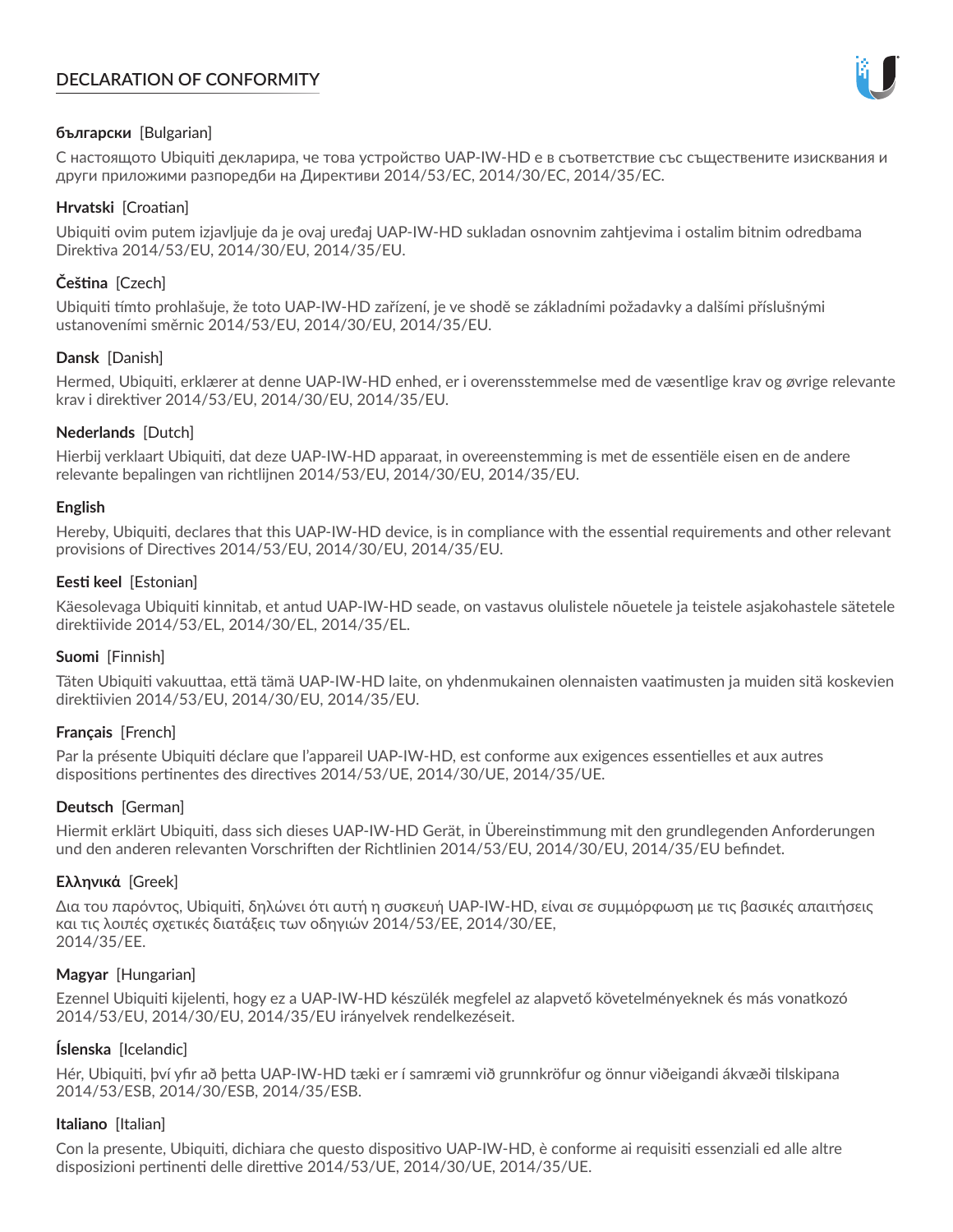# DECLARATION OF CONFORMITY

**български** [Bulgarian]

С настоящото Ubiquiti декларира, че това устройство UAP-IW-HD е в съответствие със съществените изисквания и други приложими разпоредби на Директиви 2014/53/EC, 2014/30/ЕС, 2014/35/ЕС.

**Hrvatski** [Croatian]

Ubiquiti ovim putem izjavljuje da je ovaj uređaj UAP-IW-HD sukladan osnovnim zahtjevima i ostalim bitnim odredbama Direktiva 2014/53/EU, 2014/30/EU, 2014/35/EU.

**Čeština** [Czech]

Ubiquiti tímto prohlašuje, že toto UAP-IW-HD zařízení, je ve shodě se základními požadavky a dalšími příslušnými ustanoveními směrnic 2014/53/EU, 2014/30/EU, 2014/35/EU.

**Dansk** [Danish]

Hermed, Ubiquiti, erklærer at denne UAP-IW-HD enhed, er i overensstemmelse med de væsentlige krav og øvrige relevante krav i direktiver 2014/53/EU, 2014/30/EU, 2014/35/EU.

**Nederlands** [Dutch]

Hierbij verklaart Ubiquiti, dat deze UAP-IW-HD apparaat, in overeenstemming is met de essentiële eisen en de andere relevante bepalingen van richtlijnen 2014/53/EU, 2014/30/EU, 2014/35/EU.

**English**

Hereby, Ubiquiti, declares that this UAP-IW-HD device, is in compliance with the essential requirements and other relevant provisions of Directives 2014/53/EU, 2014/30/EU, 2014/35/EU.

**Eesti keel** [Estonian]

Käesolevaga Ubiquiti kinnitab, et antud UAP-IW-HD seade, on vastavus olulistele nõuetele ja teistele asjakohastele sätetele direktiivide 2014/53/EL, 2014/30/EL, 2014/35/EL.

**Suomi** [Finnish]

Täten Ubiquiti vakuuttaa, että tämä UAP-IW-HD laite, on yhdenmukainen olennaisten vaatimusten ja muiden sitä koskevien direktiivien 2014/53/EU, 2014/30/EU, 2014/35/EU.

**Français** [French]

Par la présente Ubiquiti déclare que l'appareil UAP-IW-HD, est conforme aux exigences essentielles et aux autres dispositions pertinentes des directives 2014/53/UE, 2014/30/UE, 2014/35/UE.

**Deutsch** [German]

Hiermit erklärt Ubiquiti, dass sich dieses UAP-IW-HD Gerät, in Übereinstimmung mit den grundlegenden Anforderungen und den anderen relevanten Vorschriften der Richtlinien 2014/53/EU, 2014/30/EU, 2014/35/EU befindet.

**Ελληνικά** [Greek]

Δια του παρόντος, Ubiquiti, δηλώνει ότι αυτή η συσκευή UAP-IW-HD, είναι σε συμμόρφωση με τις βασικές απαιτήσεις και τις λοιπές σχετικές διατάξεις των οδηγιών 2014/53/EE, 2014/30/EE, 2014/35/EE.

**Magyar** [Hungarian]

Ezennel Ubiquiti kijelenti, hogy ez a UAP-IW-HD készülék megfelel az alapvető követelményeknek és más vonatkozó 2014/53/EU, 2014/30/EU, 2014/35/EU irányelvek rendelkezéseit.

**Íslenska** [Icelandic]

Hér, Ubiquiti, því yfir að þetta UAP-IW-HD tæki er í samræmi við grunnkröfur og önnur viðeigandi ákvæði tilskipana 2014/53/ESB, 2014/30/ESB, 2014/35/ESB.

**Italiano** [Italian]

Con la presente, Ubiquiti, dichiara che questo dispositivo UAP-IW-HD, è conforme ai requisiti essenziali ed alle altre disposizioni pertinenti delle direttive 2014/53/UE, 2014/30/UE, 2014/35/UE.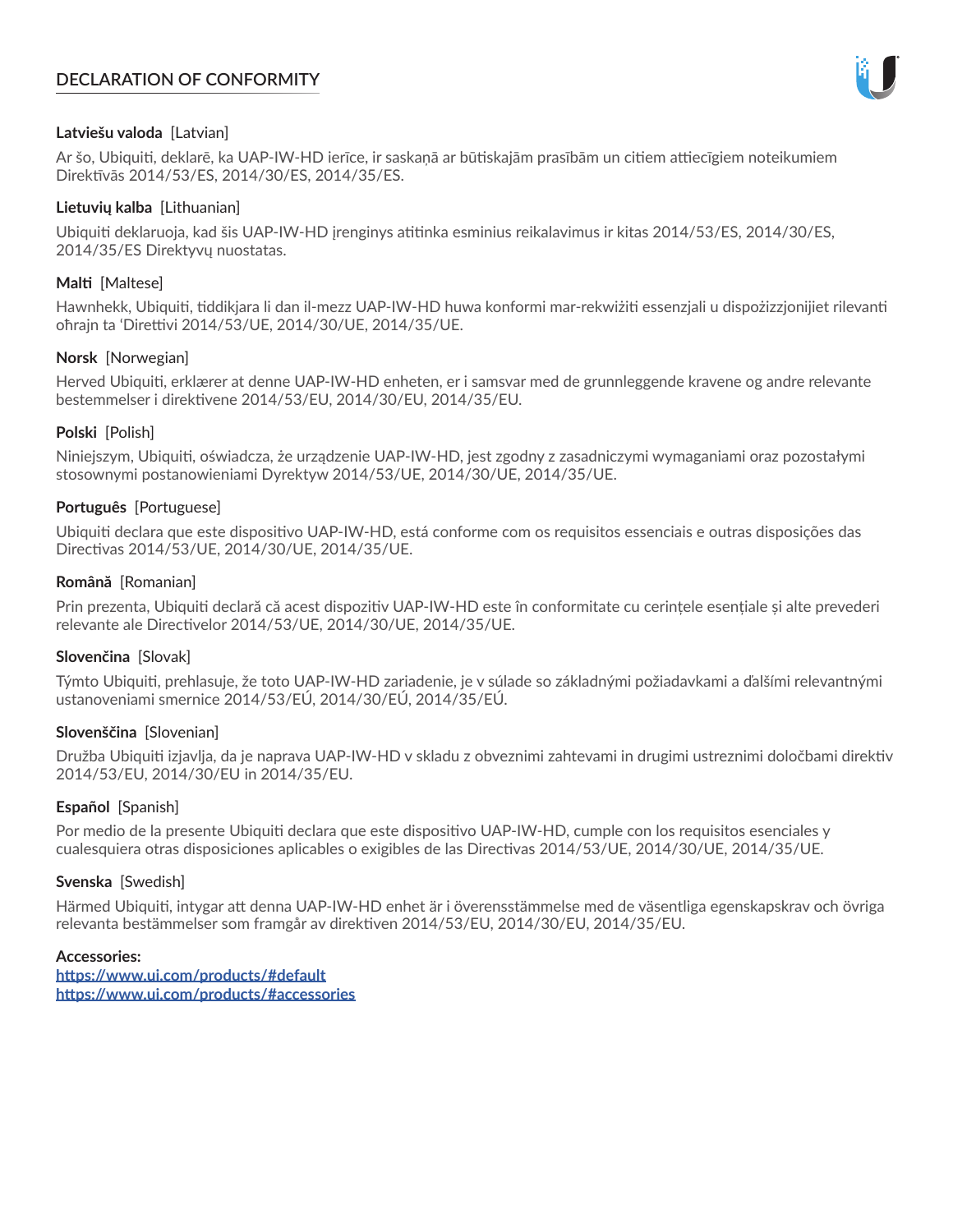# DECLARATION OF CONFORMITY

**Latviešu valoda** [Latvian]

Ar šo, Ubiquiti, deklarē, ka UAP-IW-HD ierīce, ir saskaņā ar būtiskajām prasībām un citiem attiecīgiem noteikumiem Direktīvās 2014/53/ES, 2014/30/ES, 2014/35/ES.

**Lietuvių kalba** [Lithuanian]

Ubiquiti deklaruoja, kad šis UAP-IW-HD įrenginys atitinka esminius reikalavimus ir kitas 2014/53/ES, 2014/30/ES, 2014/35/ES Direktyvų nuostatas.

**Malti** [Maltese]

Hawnhekk, Ubiquiti, tiddikjara li dan il-mezz UAP-IW-HD huwa konformi mar-rekwiżiti essenzjali u dispożizzjonijiet rilevanti oħrajn ta 'Direttivi 2014/53/UE, 2014/30/UE, 2014/35/UE.

**Norsk** [Norwegian]

Herved Ubiquiti, erklærer at denne UAP-IW-HD enheten, er i samsvar med de grunnleggende kravene og andre relevante bestemmelser i direktivene 2014/53/EU, 2014/30/EU, 2014/35/EU.

**Polski** [Polish]

Niniejszym, Ubiquiti, oświadcza, że urządzenie UAP-IW-HD, jest zgodny z zasadniczymi wymaganiami oraz pozostałymi stosownymi postanowieniami Dyrektyw 2014/53/UE, 2014/30/UE, 2014/35/UE.

**Português** [Portuguese]

Ubiquiti declara que este dispositivo UAP-IW-HD, está conforme com os requisitos essenciais e outras disposições das Directivas 2014/53/UE, 2014/30/UE, 2014/35/UE.

**Română** [Romanian]

Prin prezenta, Ubiquiti declară că acest dispozitiv UAP-IW-HD este în conformitate cu cerințele esențiale și alte prevederi relevante ale Directivelor 2014/53/UE, 2014/30/UE, 2014/35/UE.

**Slovenčina** [Slovak]

Týmto Ubiquiti, prehlasuje, že toto UAP-IW-HD zariadenie, je v súlade so základnými požiadavkami a ďalšími relevantnými ustanoveniami smernice 2014/53/EÚ, 2014/30/EÚ, 2014/35/EÚ.

**Slovenščina** [Slovenian]

Družba Ubiquiti izjavlja, da je naprava UAP-IW-HD v skladu z obveznimi zahtevami in drugimi ustreznimi določbami direktiv 2014/53/EU, 2014/30/EU in 2014/35/EU.

**Español** [Spanish]

Por medio de la presente Ubiquiti declara que este dispositivo UAP-IW-HD, cumple con los requisitos esenciales y cualesquiera otras disposiciones aplicables o exigibles de las Directivas 2014/53/UE, 2014/30/UE, 2014/35/UE.

**Svenska** [Swedish]

Härmed Ubiquiti, intygar att denna UAP-IW-HD enhet är i överensstämmelse med de väsentliga egenskapskrav och övriga relevanta bestämmelser som framgår av direktiven 2014/53/EU, 2014/30/EU, 2014/35/EU.

**Accessories:**
**https://www.ui.com/products/#default**
**https://www.ui.com/products/#accessories**